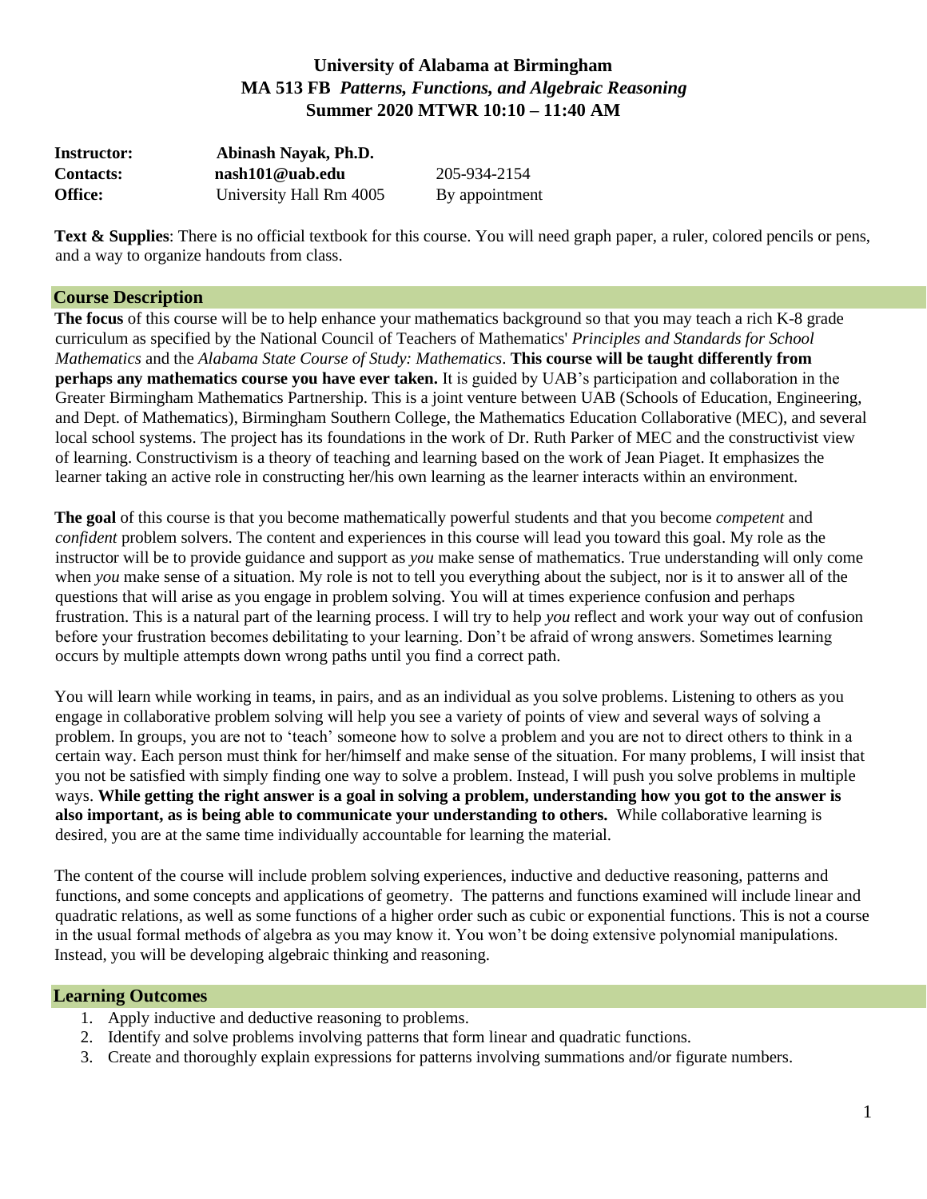# University of Alabama at Birmingham
## MA 513 FB *Patterns, Functions, and Algebraic Reasoning*
## Summer 2020 MTWR 10:10 – 11:40 AM

| | | |
|---|---|---|
| **Instructor:** | **Abinash Nayak, Ph.D.** | |
| **Contacts:** | **nash101@uab.edu** | 205-934-2154 |
| **Office:** | University Hall Rm 4005 | By appointment |

**Text & Supplies**: There is no official textbook for this course. You will need graph paper, a ruler, colored pencils or pens, and a way to organize handouts from class.

## Course Description

**The focus** of this course will be to help enhance your mathematics background so that you may teach a rich K-8 grade curriculum as specified by the National Council of Teachers of Mathematics' *Principles and Standards for School Mathematics* and the *Alabama State Course of Study: Mathematics*. **This course will be taught differently from perhaps any mathematics course you have ever taken.** It is guided by UAB's participation and collaboration in the Greater Birmingham Mathematics Partnership. This is a joint venture between UAB (Schools of Education, Engineering, and Dept. of Mathematics), Birmingham Southern College, the Mathematics Education Collaborative (MEC), and several local school systems. The project has its foundations in the work of Dr. Ruth Parker of MEC and the constructivist view of learning. Constructivism is a theory of teaching and learning based on the work of Jean Piaget. It emphasizes the learner taking an active role in constructing her/his own learning as the learner interacts within an environment.

**The goal** of this course is that you become mathematically powerful students and that you become *competent* and *confident* problem solvers. The content and experiences in this course will lead you toward this goal. My role as the instructor will be to provide guidance and support as *you* make sense of mathematics. True understanding will only come when *you* make sense of a situation. My role is not to tell you everything about the subject, nor is it to answer all of the questions that will arise as you engage in problem solving. You will at times experience confusion and perhaps frustration. This is a natural part of the learning process. I will try to help *you* reflect and work your way out of confusion before your frustration becomes debilitating to your learning. Don't be afraid of wrong answers. Sometimes learning occurs by multiple attempts down wrong paths until you find a correct path.

You will learn while working in teams, in pairs, and as an individual as you solve problems. Listening to others as you engage in collaborative problem solving will help you see a variety of points of view and several ways of solving a problem. In groups, you are not to 'teach' someone how to solve a problem and you are not to direct others to think in a certain way. Each person must think for her/himself and make sense of the situation. For many problems, I will insist that you not be satisfied with simply finding one way to solve a problem. Instead, I will push you solve problems in multiple ways. **While getting the right answer is a goal in solving a problem, understanding how you got to the answer is also important, as is being able to communicate your understanding to others.** While collaborative learning is desired, you are at the same time individually accountable for learning the material.

The content of the course will include problem solving experiences, inductive and deductive reasoning, patterns and functions, and some concepts and applications of geometry. The patterns and functions examined will include linear and quadratic relations, as well as some functions of a higher order such as cubic or exponential functions. This is not a course in the usual formal methods of algebra as you may know it. You won't be doing extensive polynomial manipulations. Instead, you will be developing algebraic thinking and reasoning.

## Learning Outcomes

1. Apply inductive and deductive reasoning to problems.
2. Identify and solve problems involving patterns that form linear and quadratic functions.
3. Create and thoroughly explain expressions for patterns involving summations and/or figurate numbers.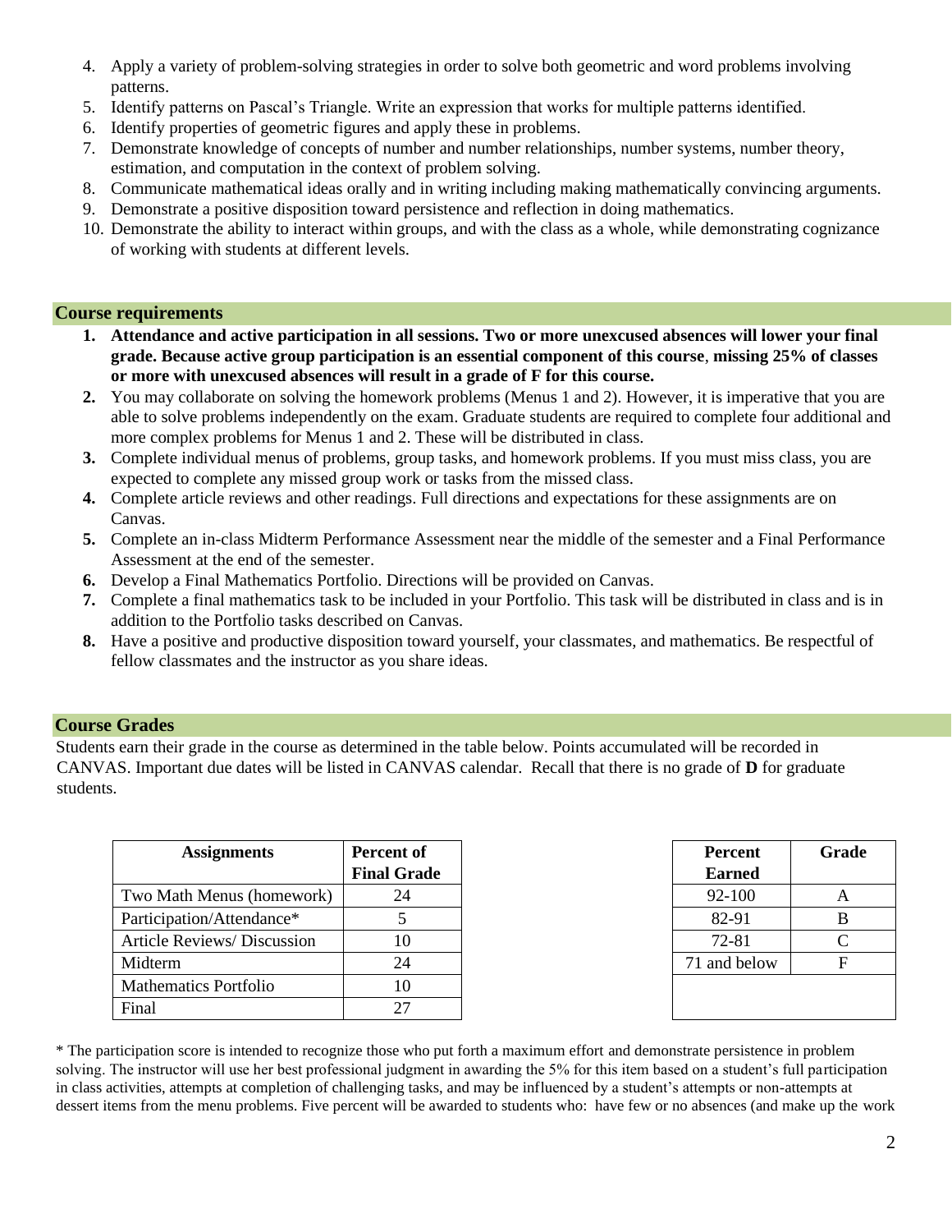4. Apply a variety of problem-solving strategies in order to solve both geometric and word problems involving patterns.
5. Identify patterns on Pascal's Triangle. Write an expression that works for multiple patterns identified.
6. Identify properties of geometric figures and apply these in problems.
7. Demonstrate knowledge of concepts of number and number relationships, number systems, number theory, estimation, and computation in the context of problem solving.
8. Communicate mathematical ideas orally and in writing including making mathematically convincing arguments.
9. Demonstrate a positive disposition toward persistence and reflection in doing mathematics.
10. Demonstrate the ability to interact within groups, and with the class as a whole, while demonstrating cognizance of working with students at different levels.

## Course requirements

1. **Attendance and active participation in all sessions. Two or more unexcused absences will lower your final grade. Because active group participation is an essential component of this course, missing 25% of classes or more with unexcused absences will result in a grade of F for this course.**
2. You may collaborate on solving the homework problems (Menus 1 and 2). However, it is imperative that you are able to solve problems independently on the exam. Graduate students are required to complete four additional and more complex problems for Menus 1 and 2. These will be distributed in class.
3. Complete individual menus of problems, group tasks, and homework problems. If you must miss class, you are expected to complete any missed group work or tasks from the missed class.
4. Complete article reviews and other readings. Full directions and expectations for these assignments are on Canvas.
5. Complete an in-class Midterm Performance Assessment near the middle of the semester and a Final Performance Assessment at the end of the semester.
6. Develop a Final Mathematics Portfolio. Directions will be provided on Canvas.
7. Complete a final mathematics task to be included in your Portfolio. This task will be distributed in class and is in addition to the Portfolio tasks described on Canvas.
8. Have a positive and productive disposition toward yourself, your classmates, and mathematics. Be respectful of fellow classmates and the instructor as you share ideas.

## Course Grades

Students earn their grade in the course as determined in the table below. Points accumulated will be recorded in CANVAS. Important due dates will be listed in CANVAS calendar. Recall that there is no grade of **D** for graduate students.

| Assignments | Percent of Final Grade |
|---|---|
| Two Math Menus (homework) | 24 |
| Participation/Attendance* | 5 |
| Article Reviews/ Discussion | 10 |
| Midterm | 24 |
| Mathematics Portfolio | 10 |
| Final | 27 |

| Percent Earned | Grade |
|---|---|
| 92-100 | A |
| 82-91 | B |
| 72-81 | C |
| 71 and below | F |

* The participation score is intended to recognize those who put forth a maximum effort and demonstrate persistence in problem solving. The instructor will use her best professional judgment in awarding the 5% for this item based on a student's full participation in class activities, attempts at completion of challenging tasks, and may be influenced by a student's attempts or non-attempts at dessert items from the menu problems. Five percent will be awarded to students who: have few or no absences (and make up the work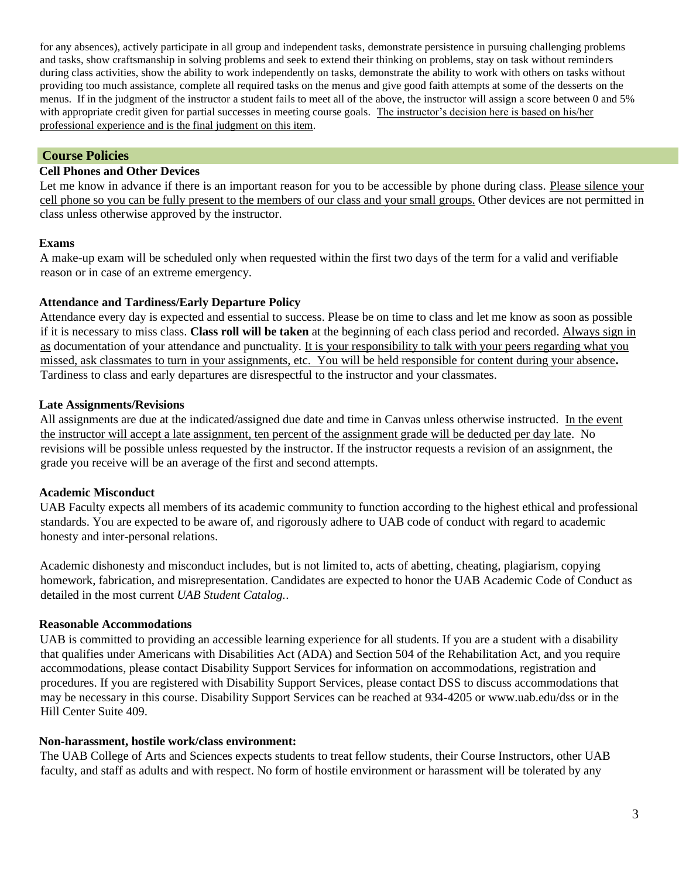for any absences), actively participate in all group and independent tasks, demonstrate persistence in pursuing challenging problems and tasks, show craftsmanship in solving problems and seek to extend their thinking on problems, stay on task without reminders during class activities, show the ability to work independently on tasks, demonstrate the ability to work with others on tasks without providing too much assistance, complete all required tasks on the menus and give good faith attempts at some of the desserts on the menus. If in the judgment of the instructor a student fails to meet all of the above, the instructor will assign a score between 0 and 5% with appropriate credit given for partial successes in meeting course goals. The instructor's decision here is based on his/her professional experience and is the final judgment on this item.

## Course Policies

### Cell Phones and Other Devices

Let me know in advance if there is an important reason for you to be accessible by phone during class. Please silence your cell phone so you can be fully present to the members of our class and your small groups. Other devices are not permitted in class unless otherwise approved by the instructor.

### Exams

A make-up exam will be scheduled only when requested within the first two days of the term for a valid and verifiable reason or in case of an extreme emergency.

### Attendance and Tardiness/Early Departure Policy

Attendance every day is expected and essential to success. Please be on time to class and let me know as soon as possible if it is necessary to miss class. **Class roll will be taken** at the beginning of each class period and recorded. Always sign in as documentation of your attendance and punctuality. It is your responsibility to talk with your peers regarding what you missed, ask classmates to turn in your assignments, etc. You will be held responsible for content during your absence**.** Tardiness to class and early departures are disrespectful to the instructor and your classmates.

### Late Assignments/Revisions

All assignments are due at the indicated/assigned due date and time in Canvas unless otherwise instructed. In the event the instructor will accept a late assignment, ten percent of the assignment grade will be deducted per day late. No revisions will be possible unless requested by the instructor. If the instructor requests a revision of an assignment, the grade you receive will be an average of the first and second attempts.

### Academic Misconduct

UAB Faculty expects all members of its academic community to function according to the highest ethical and professional standards. You are expected to be aware of, and rigorously adhere to UAB code of conduct with regard to academic honesty and inter-personal relations.

Academic dishonesty and misconduct includes, but is not limited to, acts of abetting, cheating, plagiarism, copying homework, fabrication, and misrepresentation. Candidates are expected to honor the UAB Academic Code of Conduct as detailed in the most current *UAB Student Catalog.*.

### Reasonable Accommodations

UAB is committed to providing an accessible learning experience for all students. If you are a student with a disability that qualifies under Americans with Disabilities Act (ADA) and Section 504 of the Rehabilitation Act, and you require accommodations, please contact Disability Support Services for information on accommodations, registration and procedures. If you are registered with Disability Support Services, please contact DSS to discuss accommodations that may be necessary in this course. Disability Support Services can be reached at 934-4205 or www.uab.edu/dss or in the Hill Center Suite 409.

### Non-harassment, hostile work/class environment:

The UAB College of Arts and Sciences expects students to treat fellow students, their Course Instructors, other UAB faculty, and staff as adults and with respect. No form of hostile environment or harassment will be tolerated by any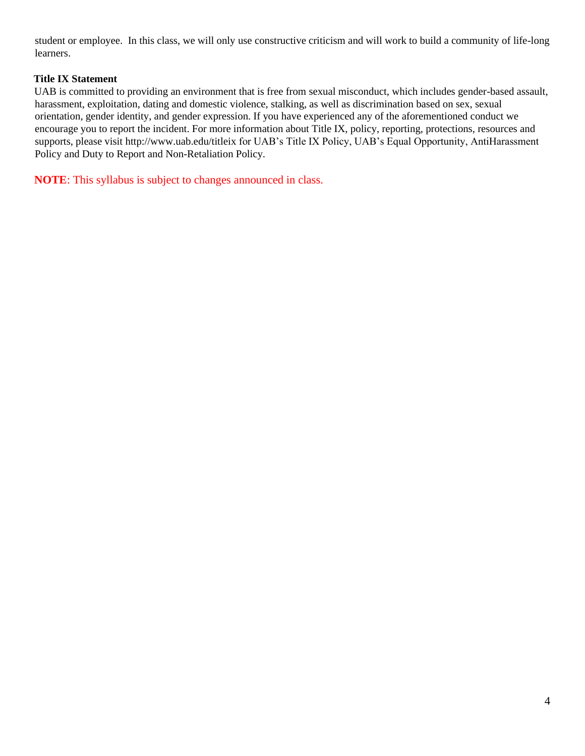student or employee. In this class, we will only use constructive criticism and will work to build a community of life-long learners.

**Title IX Statement**

UAB is committed to providing an environment that is free from sexual misconduct, which includes gender-based assault, harassment, exploitation, dating and domestic violence, stalking, as well as discrimination based on sex, sexual orientation, gender identity, and gender expression. If you have experienced any of the aforementioned conduct we encourage you to report the incident. For more information about Title IX, policy, reporting, protections, resources and supports, please visit http://www.uab.edu/titleix for UAB's Title IX Policy, UAB's Equal Opportunity, AntiHarassment Policy and Duty to Report and Non-Retaliation Policy.

**NOTE**: This syllabus is subject to changes announced in class.